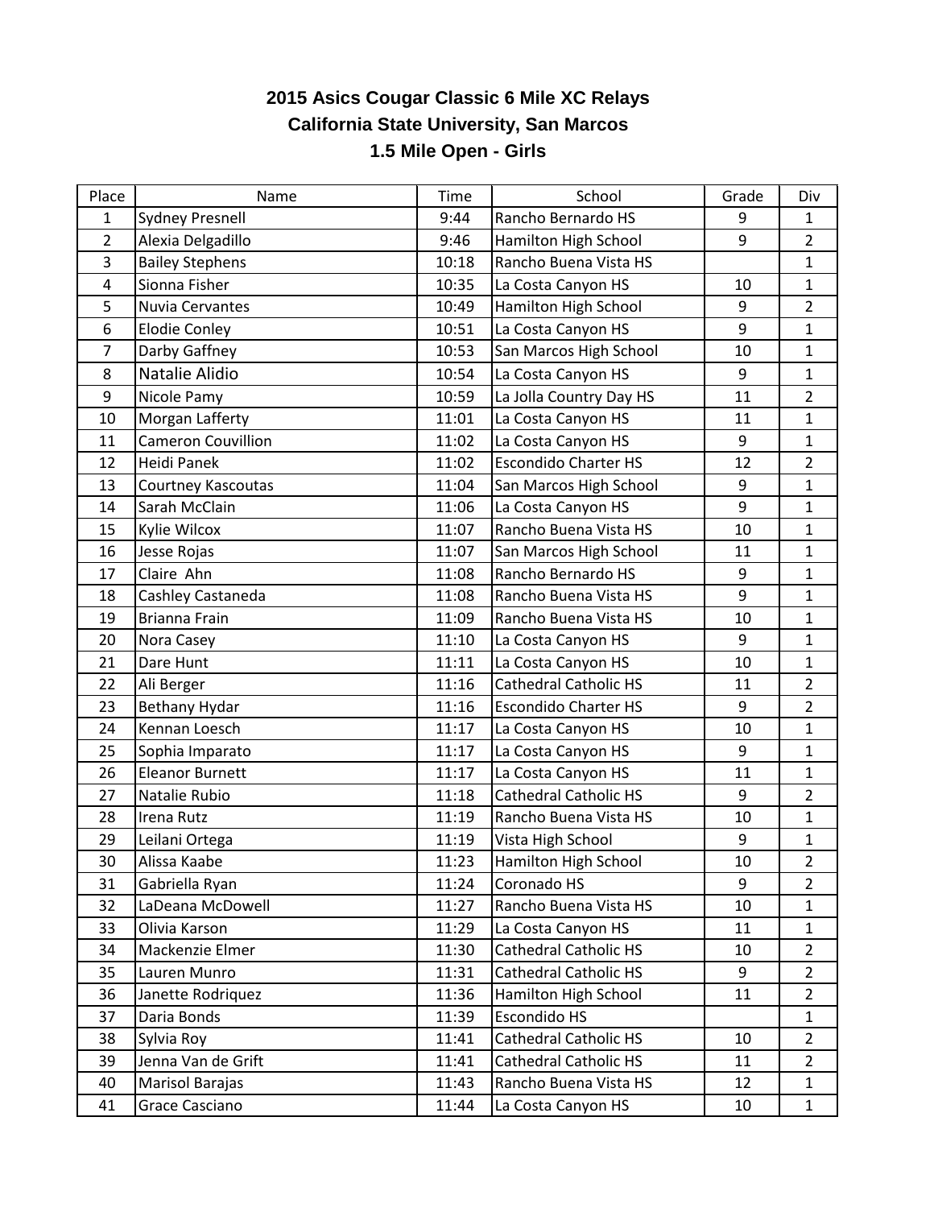# 2015 Asics Cougar Classic 6 Mile XC Relays

## California State University, San Marcos

## 1.5 Mile Open - Girls

| Place | Name | Time | School | Grade | Div |
|---|---|---|---|---|---|
| 1 | Sydney Presnell | 9:44 | Rancho Bernardo HS | 9 | 1 |
| 2 | Alexia Delgadillo | 9:46 | Hamilton High School | 9 | 2 |
| 3 | Bailey Stephens | 10:18 | Rancho Buena Vista HS | | 1 |
| 4 | Sionna Fisher | 10:35 | La Costa Canyon HS | 10 | 1 |
| 5 | Nuvia Cervantes | 10:49 | Hamilton High School | 9 | 2 |
| 6 | Elodie Conley | 10:51 | La Costa Canyon HS | 9 | 1 |
| 7 | Darby Gaffney | 10:53 | San Marcos High School | 10 | 1 |
| 8 | Natalie Alidio | 10:54 | La Costa Canyon HS | 9 | 1 |
| 9 | Nicole Pamy | 10:59 | La Jolla Country Day HS | 11 | 2 |
| 10 | Morgan Lafferty | 11:01 | La Costa Canyon HS | 11 | 1 |
| 11 | Cameron Couvillion | 11:02 | La Costa Canyon HS | 9 | 1 |
| 12 | Heidi Panek | 11:02 | Escondido Charter HS | 12 | 2 |
| 13 | Courtney Kascoutas | 11:04 | San Marcos High School | 9 | 1 |
| 14 | Sarah McClain | 11:06 | La Costa Canyon HS | 9 | 1 |
| 15 | Kylie Wilcox | 11:07 | Rancho Buena Vista HS | 10 | 1 |
| 16 | Jesse Rojas | 11:07 | San Marcos High School | 11 | 1 |
| 17 | Claire Ahn | 11:08 | Rancho Bernardo HS | 9 | 1 |
| 18 | Cashley Castaneda | 11:08 | Rancho Buena Vista HS | 9 | 1 |
| 19 | Brianna Frain | 11:09 | Rancho Buena Vista HS | 10 | 1 |
| 20 | Nora Casey | 11:10 | La Costa Canyon HS | 9 | 1 |
| 21 | Dare Hunt | 11:11 | La Costa Canyon HS | 10 | 1 |
| 22 | Ali Berger | 11:16 | Cathedral Catholic HS | 11 | 2 |
| 23 | Bethany Hydar | 11:16 | Escondido Charter HS | 9 | 2 |
| 24 | Kennan Loesch | 11:17 | La Costa Canyon HS | 10 | 1 |
| 25 | Sophia Imparato | 11:17 | La Costa Canyon HS | 9 | 1 |
| 26 | Eleanor Burnett | 11:17 | La Costa Canyon HS | 11 | 1 |
| 27 | Natalie Rubio | 11:18 | Cathedral Catholic HS | 9 | 2 |
| 28 | Irena Rutz | 11:19 | Rancho Buena Vista HS | 10 | 1 |
| 29 | Leilani Ortega | 11:19 | Vista High School | 9 | 1 |
| 30 | Alissa Kaabe | 11:23 | Hamilton High School | 10 | 2 |
| 31 | Gabriella Ryan | 11:24 | Coronado HS | 9 | 2 |
| 32 | LaDeana McDowell | 11:27 | Rancho Buena Vista HS | 10 | 1 |
| 33 | Olivia Karson | 11:29 | La Costa Canyon HS | 11 | 1 |
| 34 | Mackenzie Elmer | 11:30 | Cathedral Catholic HS | 10 | 2 |
| 35 | Lauren Munro | 11:31 | Cathedral Catholic HS | 9 | 2 |
| 36 | Janette Rodriquez | 11:36 | Hamilton High School | 11 | 2 |
| 37 | Daria Bonds | 11:39 | Escondido HS | | 1 |
| 38 | Sylvia Roy | 11:41 | Cathedral Catholic HS | 10 | 2 |
| 39 | Jenna Van de Grift | 11:41 | Cathedral Catholic HS | 11 | 2 |
| 40 | Marisol Barajas | 11:43 | Rancho Buena Vista HS | 12 | 1 |
| 41 | Grace Casciano | 11:44 | La Costa Canyon HS | 10 | 1 |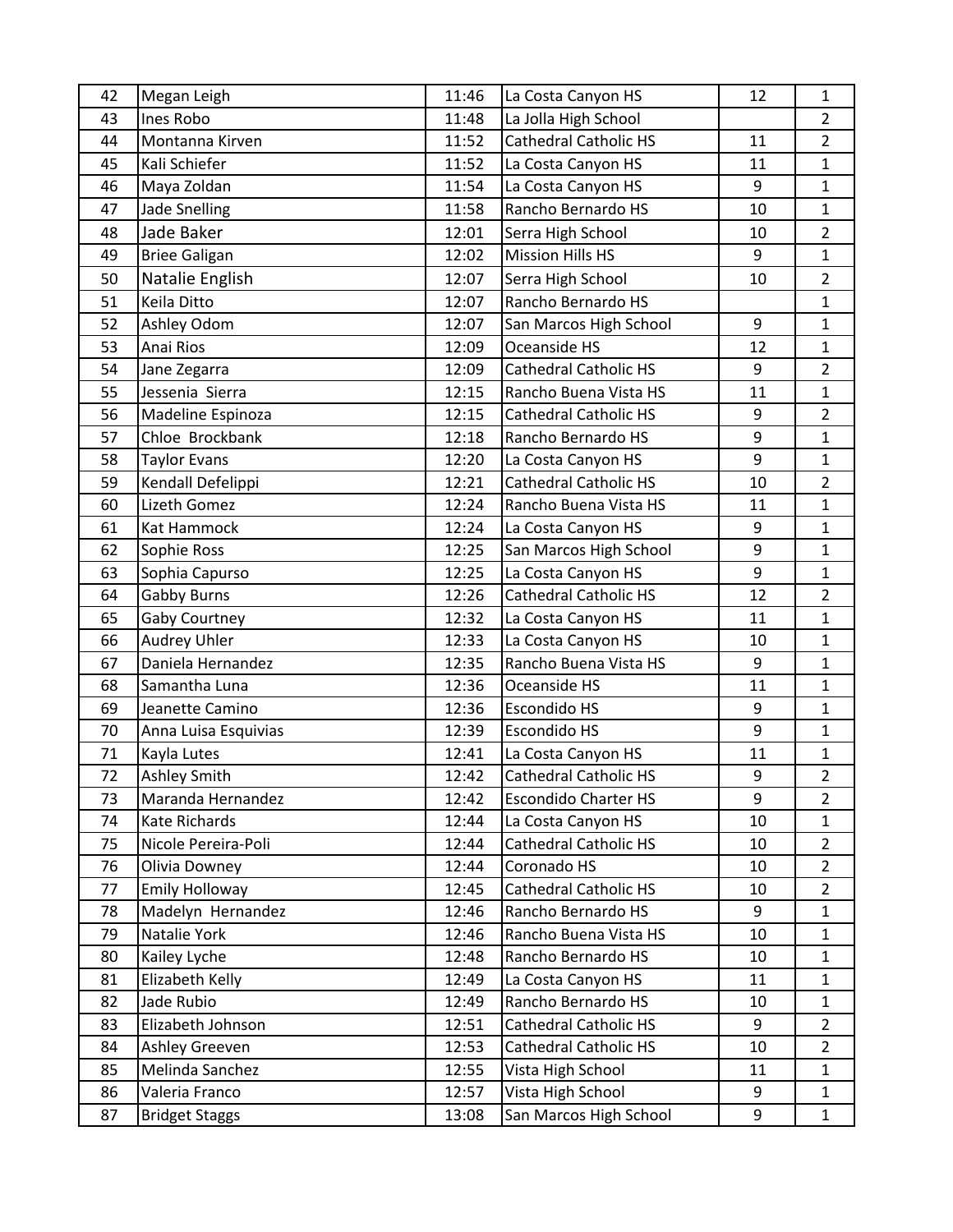| 42 | Megan Leigh | 11:46 | La Costa Canyon HS | 12 | 1 |
|---|---|---|---|---|---|
| 43 | Ines Robo | 11:48 | La Jolla High School | | 2 |
| 44 | Montanna Kirven | 11:52 | Cathedral Catholic HS | 11 | 2 |
| 45 | Kali Schiefer | 11:52 | La Costa Canyon HS | 11 | 1 |
| 46 | Maya Zoldan | 11:54 | La Costa Canyon HS | 9 | 1 |
| 47 | Jade Snelling | 11:58 | Rancho Bernardo HS | 10 | 1 |
| 48 | Jade Baker | 12:01 | Serra High School | 10 | 2 |
| 49 | Briee Galigan | 12:02 | Mission Hills HS | 9 | 1 |
| 50 | Natalie English | 12:07 | Serra High School | 10 | 2 |
| 51 | Keila Ditto | 12:07 | Rancho Bernardo HS | | 1 |
| 52 | Ashley Odom | 12:07 | San Marcos High School | 9 | 1 |
| 53 | Anai Rios | 12:09 | Oceanside HS | 12 | 1 |
| 54 | Jane Zegarra | 12:09 | Cathedral Catholic HS | 9 | 2 |
| 55 | Jessenia Sierra | 12:15 | Rancho Buena Vista HS | 11 | 1 |
| 56 | Madeline Espinoza | 12:15 | Cathedral Catholic HS | 9 | 2 |
| 57 | Chloe Brockbank | 12:18 | Rancho Bernardo HS | 9 | 1 |
| 58 | Taylor Evans | 12:20 | La Costa Canyon HS | 9 | 1 |
| 59 | Kendall Defelippi | 12:21 | Cathedral Catholic HS | 10 | 2 |
| 60 | Lizeth Gomez | 12:24 | Rancho Buena Vista HS | 11 | 1 |
| 61 | Kat Hammock | 12:24 | La Costa Canyon HS | 9 | 1 |
| 62 | Sophie Ross | 12:25 | San Marcos High School | 9 | 1 |
| 63 | Sophia Capurso | 12:25 | La Costa Canyon HS | 9 | 1 |
| 64 | Gabby Burns | 12:26 | Cathedral Catholic HS | 12 | 2 |
| 65 | Gaby Courtney | 12:32 | La Costa Canyon HS | 11 | 1 |
| 66 | Audrey Uhler | 12:33 | La Costa Canyon HS | 10 | 1 |
| 67 | Daniela Hernandez | 12:35 | Rancho Buena Vista HS | 9 | 1 |
| 68 | Samantha Luna | 12:36 | Oceanside HS | 11 | 1 |
| 69 | Jeanette Camino | 12:36 | Escondido HS | 9 | 1 |
| 70 | Anna Luisa Esquivias | 12:39 | Escondido HS | 9 | 1 |
| 71 | Kayla Lutes | 12:41 | La Costa Canyon HS | 11 | 1 |
| 72 | Ashley Smith | 12:42 | Cathedral Catholic HS | 9 | 2 |
| 73 | Maranda Hernandez | 12:42 | Escondido Charter HS | 9 | 2 |
| 74 | Kate Richards | 12:44 | La Costa Canyon HS | 10 | 1 |
| 75 | Nicole Pereira-Poli | 12:44 | Cathedral Catholic HS | 10 | 2 |
| 76 | Olivia Downey | 12:44 | Coronado HS | 10 | 2 |
| 77 | Emily Holloway | 12:45 | Cathedral Catholic HS | 10 | 2 |
| 78 | Madelyn Hernandez | 12:46 | Rancho Bernardo HS | 9 | 1 |
| 79 | Natalie York | 12:46 | Rancho Buena Vista HS | 10 | 1 |
| 80 | Kailey Lyche | 12:48 | Rancho Bernardo HS | 10 | 1 |
| 81 | Elizabeth Kelly | 12:49 | La Costa Canyon HS | 11 | 1 |
| 82 | Jade Rubio | 12:49 | Rancho Bernardo HS | 10 | 1 |
| 83 | Elizabeth Johnson | 12:51 | Cathedral Catholic HS | 9 | 2 |
| 84 | Ashley Greeven | 12:53 | Cathedral Catholic HS | 10 | 2 |
| 85 | Melinda Sanchez | 12:55 | Vista High School | 11 | 1 |
| 86 | Valeria Franco | 12:57 | Vista High School | 9 | 1 |
| 87 | Bridget Staggs | 13:08 | San Marcos High School | 9 | 1 |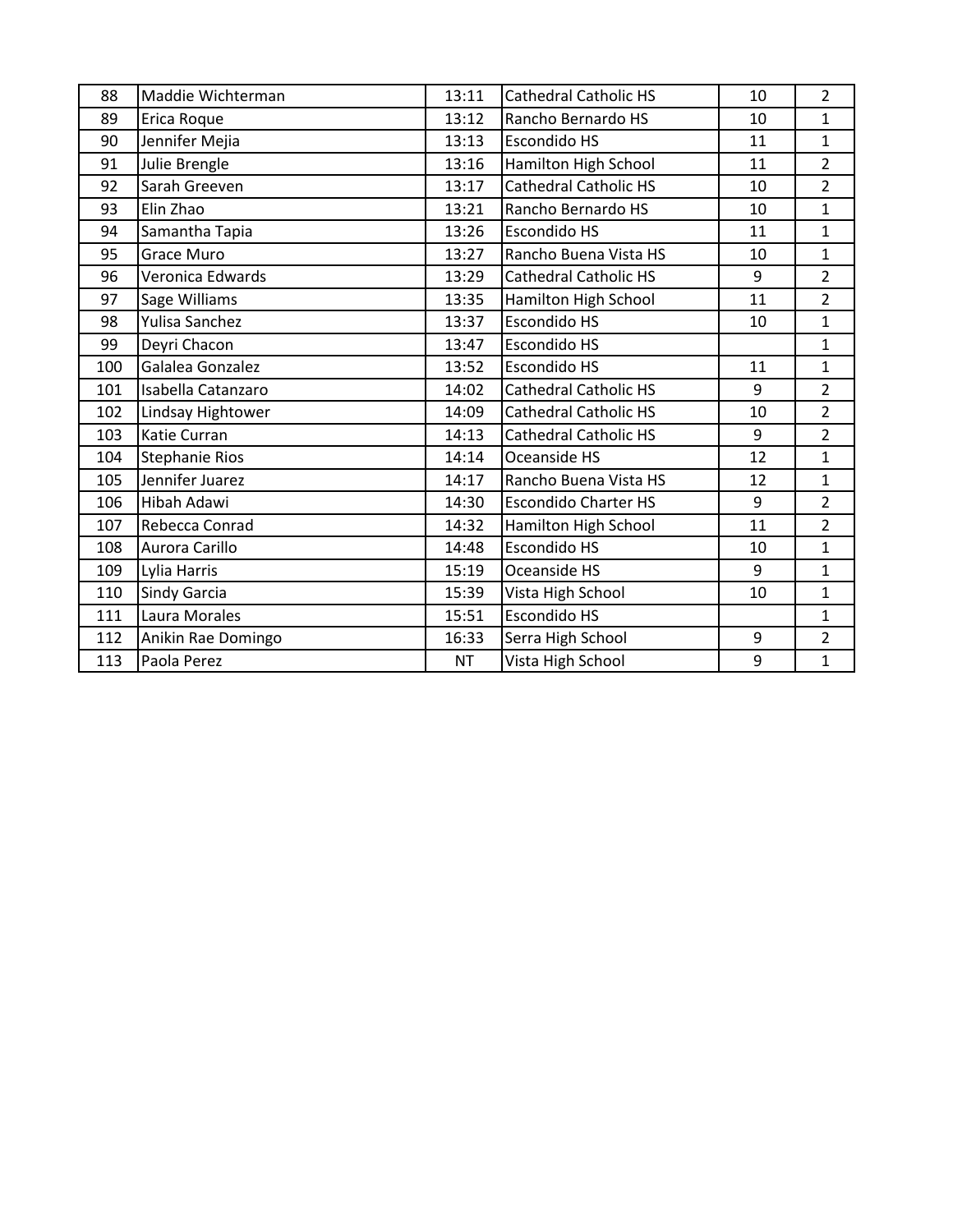| | | | | | |
|---|---|---|---|---|---|
| 88 | Maddie Wichterman | 13:11 | Cathedral Catholic HS | 10 | 2 |
| 89 | Erica Roque | 13:12 | Rancho Bernardo HS | 10 | 1 |
| 90 | Jennifer Mejia | 13:13 | Escondido HS | 11 | 1 |
| 91 | Julie Brengle | 13:16 | Hamilton High School | 11 | 2 |
| 92 | Sarah Greeven | 13:17 | Cathedral Catholic HS | 10 | 2 |
| 93 | Elin Zhao | 13:21 | Rancho Bernardo HS | 10 | 1 |
| 94 | Samantha Tapia | 13:26 | Escondido HS | 11 | 1 |
| 95 | Grace Muro | 13:27 | Rancho Buena Vista HS | 10 | 1 |
| 96 | Veronica Edwards | 13:29 | Cathedral Catholic HS | 9 | 2 |
| 97 | Sage Williams | 13:35 | Hamilton High School | 11 | 2 |
| 98 | Yulisa Sanchez | 13:37 | Escondido HS | 10 | 1 |
| 99 | Deyri Chacon | 13:47 | Escondido HS | | 1 |
| 100 | Galalea Gonzalez | 13:52 | Escondido HS | 11 | 1 |
| 101 | Isabella Catanzaro | 14:02 | Cathedral Catholic HS | 9 | 2 |
| 102 | Lindsay Hightower | 14:09 | Cathedral Catholic HS | 10 | 2 |
| 103 | Katie Curran | 14:13 | Cathedral Catholic HS | 9 | 2 |
| 104 | Stephanie Rios | 14:14 | Oceanside HS | 12 | 1 |
| 105 | Jennifer Juarez | 14:17 | Rancho Buena Vista HS | 12 | 1 |
| 106 | Hibah Adawi | 14:30 | Escondido Charter HS | 9 | 2 |
| 107 | Rebecca Conrad | 14:32 | Hamilton High School | 11 | 2 |
| 108 | Aurora Carillo | 14:48 | Escondido HS | 10 | 1 |
| 109 | Lylia Harris | 15:19 | Oceanside HS | 9 | 1 |
| 110 | Sindy Garcia | 15:39 | Vista High School | 10 | 1 |
| 111 | Laura Morales | 15:51 | Escondido HS | | 1 |
| 112 | Anikin Rae Domingo | 16:33 | Serra High School | 9 | 2 |
| 113 | Paola Perez | NT | Vista High School | 9 | 1 |